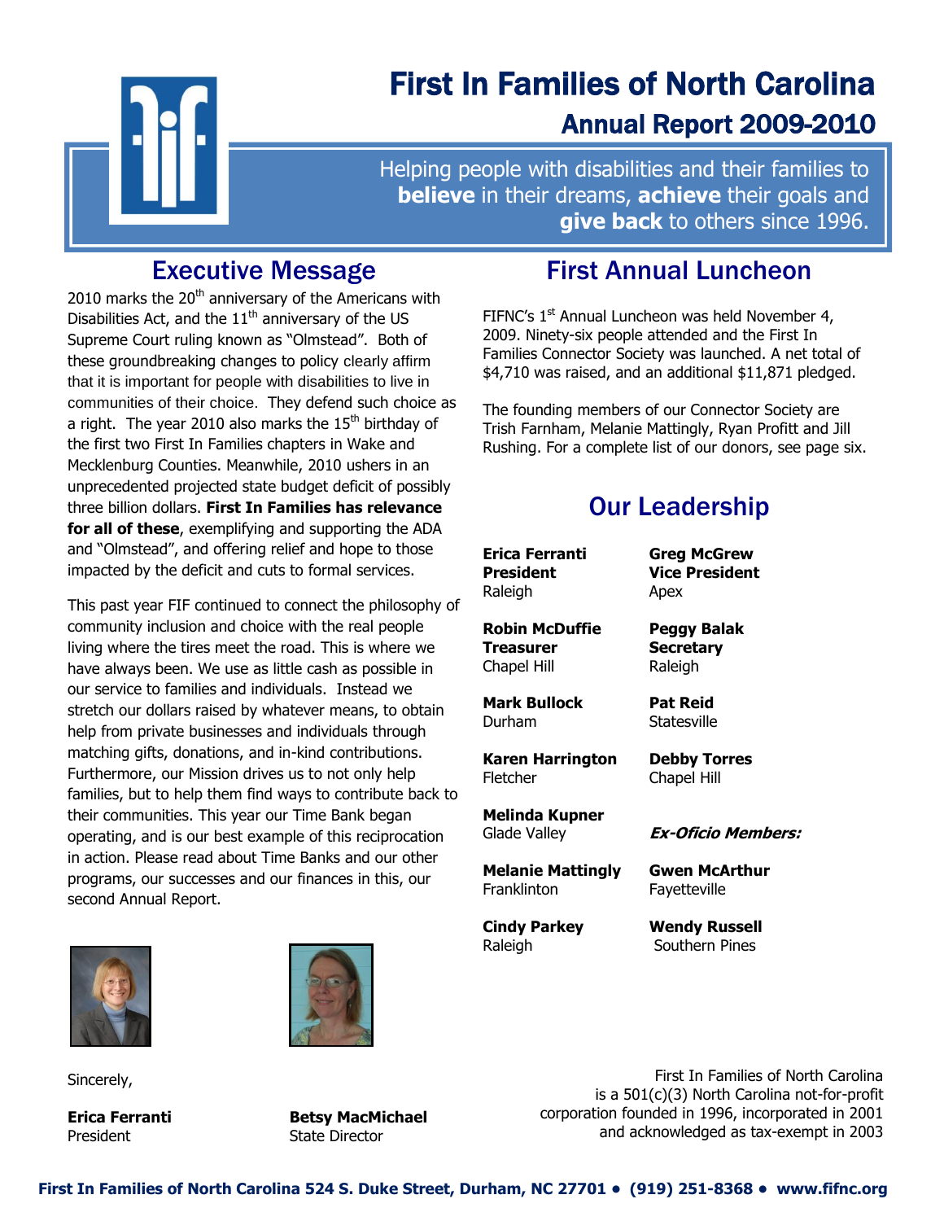# First In Families of North Carolina

## Annual Report 2009-2010

Helping people with disabilities and their families to **believe** in their dreams, **achieve** their goals and **give back** to others since 1996.

## Executive Message

2010 marks the 20th anniversary of the Americans with Disabilities Act, and the 11th anniversary of the US Supreme Court ruling known as "Olmstead". Both of these groundbreaking changes to policy clearly affirm that it is important for people with disabilities to live in communities of their choice. They defend such choice as a right. The year 2010 also marks the 15th birthday of the first two First In Families chapters in Wake and Mecklenburg Counties. Meanwhile, 2010 ushers in an unprecedented projected state budget deficit of possibly three billion dollars. **First In Families has relevance for all of these**, exemplifying and supporting the ADA and "Olmstead", and offering relief and hope to those impacted by the deficit and cuts to formal services.

This past year FIF continued to connect the philosophy of community inclusion and choice with the real people living where the tires meet the road. This is where we have always been. We use as little cash as possible in our service to families and individuals. Instead we stretch our dollars raised by whatever means, to obtain help from private businesses and individuals through matching gifts, donations, and in-kind contributions. Furthermore, our Mission drives us to not only help families, but to help them find ways to contribute back to their communities. This year our Time Bank began operating, and is our best example of this reciprocation in action. Please read about Time Banks and our other programs, our successes and our finances in this, our second Annual Report.

Sincerely,

**Erica Ferranti**
President

**Betsy MacMichael**
State Director

## First Annual Luncheon

FIFNC's 1st Annual Luncheon was held November 4, 2009. Ninety-six people attended and the First In Families Connector Society was launched. A net total of $4,710 was raised, and an additional $11,871 pledged.

The founding members of our Connector Society are Trish Farnham, Melanie Mattingly, Ryan Profitt and Jill Rushing. For a complete list of our donors, see page six.

## Our Leadership

**Erica Ferranti**
**President**
Raleigh

**Greg McGrew**
**Vice President**
Apex

**Robin McDuffie**
**Treasurer**
Chapel Hill

**Peggy Balak**
**Secretary**
Raleigh

**Mark Bullock**
Durham

**Pat Reid**
Statesville

**Karen Harrington**
Fletcher

**Debby Torres**
Chapel Hill

**Melinda Kupner**
Glade Valley

**Melanie Mattingly**
Franklinton

**Cindy Parkey**
Raleigh

***Ex-Oficio Members:***

**Gwen McArthur**
Fayetteville

**Wendy Russell**
Southern Pines

First In Families of North Carolina is a 501(c)(3) North Carolina not-for-profit corporation founded in 1996, incorporated in 2001 and acknowledged as tax-exempt in 2003

**First In Families of North Carolina 524 S. Duke Street, Durham, NC 27701 • (919) 251-8368 • www.fifnc.org**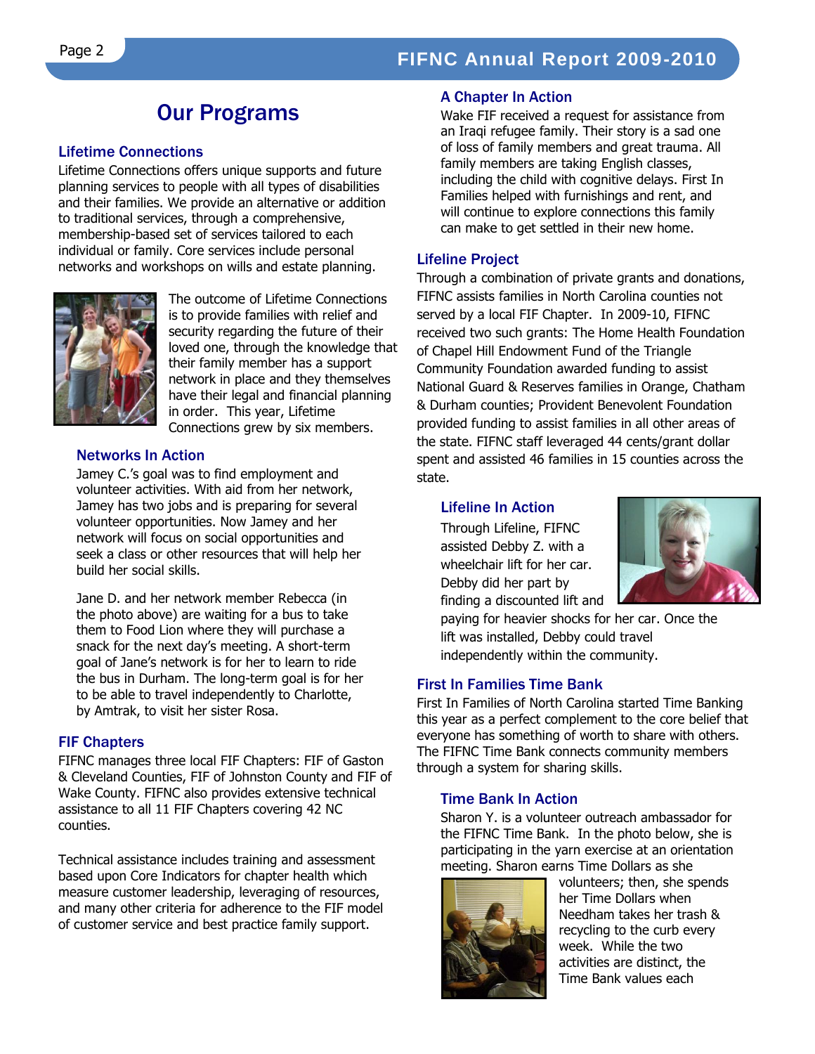# Our Programs

## Lifetime Connections

Lifetime Connections offers unique supports and future planning services to people with all types of disabilities and their families. We provide an alternative or addition to traditional services, through a comprehensive, membership-based set of services tailored to each individual or family. Core services include personal networks and workshops on wills and estate planning.

The outcome of Lifetime Connections is to provide families with relief and security regarding the future of their loved one, through the knowledge that their family member has a support network in place and they themselves have their legal and financial planning in order. This year, Lifetime Connections grew by six members.

### Networks In Action

Jamey C.'s goal was to find employment and volunteer activities. With aid from her network, Jamey has two jobs and is preparing for several volunteer opportunities. Now Jamey and her network will focus on social opportunities and seek a class or other resources that will help her build her social skills.

Jane D. and her network member Rebecca (in the photo above) are waiting for a bus to take them to Food Lion where they will purchase a snack for the next day's meeting. A short-term goal of Jane's network is for her to learn to ride the bus in Durham. The long-term goal is for her to be able to travel independently to Charlotte, by Amtrak, to visit her sister Rosa.

## FIF Chapters

FIFNC manages three local FIF Chapters: FIF of Gaston & Cleveland Counties, FIF of Johnston County and FIF of Wake County. FIFNC also provides extensive technical assistance to all 11 FIF Chapters covering 42 NC counties.

Technical assistance includes training and assessment based upon Core Indicators for chapter health which measure customer leadership, leveraging of resources, and many other criteria for adherence to the FIF model of customer service and best practice family support.

### A Chapter In Action

Wake FIF received a request for assistance from an Iraqi refugee family. Their story is a sad one of loss of family members and great trauma. All family members are taking English classes, including the child with cognitive delays. First In Families helped with furnishings and rent, and will continue to explore connections this family can make to get settled in their new home.

## Lifeline Project

Through a combination of private grants and donations, FIFNC assists families in North Carolina counties not served by a local FIF Chapter. In 2009-10, FIFNC received two such grants: The Home Health Foundation of Chapel Hill Endowment Fund of the Triangle Community Foundation awarded funding to assist National Guard & Reserves families in Orange, Chatham & Durham counties; Provident Benevolent Foundation provided funding to assist families in all other areas of the state. FIFNC staff leveraged 44 cents/grant dollar spent and assisted 46 families in 15 counties across the state.

### Lifeline In Action

Through Lifeline, FIFNC assisted Debby Z. with a wheelchair lift for her car. Debby did her part by finding a discounted lift and paying for heavier shocks for her car. Once the lift was installed, Debby could travel independently within the community.

## First In Families Time Bank

First In Families of North Carolina started Time Banking this year as a perfect complement to the core belief that everyone has something of worth to share with others. The FIFNC Time Bank connects community members through a system for sharing skills.

### Time Bank In Action

Sharon Y. is a volunteer outreach ambassador for the FIFNC Time Bank. In the photo below, she is participating in the yarn exercise at an orientation meeting. Sharon earns Time Dollars as she volunteers; then, she spends her Time Dollars when Needham takes her trash & recycling to the curb every week. While the two activities are distinct, the Time Bank values each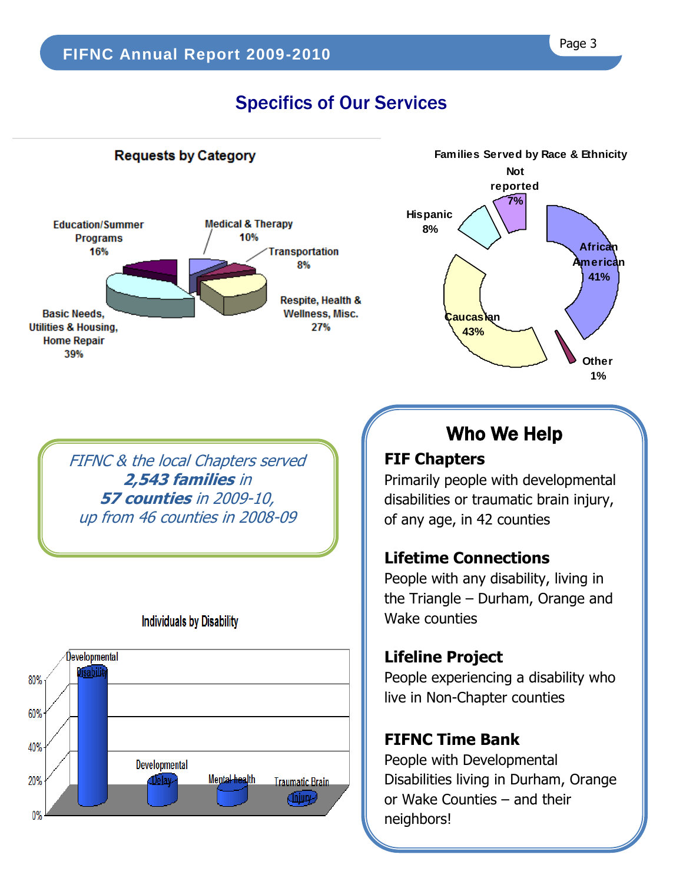## Specifics of Our Services

**Requests by Category**

- Education/Summer Programs 16%
- Medical & Therapy 10%
- Transportation 8%
- Respite, Health & Wellness, Misc. 27%
- Basic Needs, Utilities & Housing, Home Repair 39%

**Families Served by Race & Ethnicity**

- Not reported 7%
- Hispanic 8%
- African American 41%
- Caucasian 43%
- Other 1%

*FIFNC & the local Chapters served* ***2,543 families*** *in* ***57 counties*** *in 2009-10, up from 46 counties in 2008-09*

**Individuals by Disability**

- Developmental Disability
- Developmental Delay
- Mental health
- Traumatic Brain Injury

## Who We Help

**FIF Chapters**
Primarily people with developmental disabilities or traumatic brain injury, of any age, in 42 counties

**Lifetime Connections**
People with any disability, living in the Triangle – Durham, Orange and Wake counties

**Lifeline Project**
People experiencing a disability who live in Non-Chapter counties

**FIFNC Time Bank**
People with Developmental Disabilities living in Durham, Orange or Wake Counties – and their neighbors!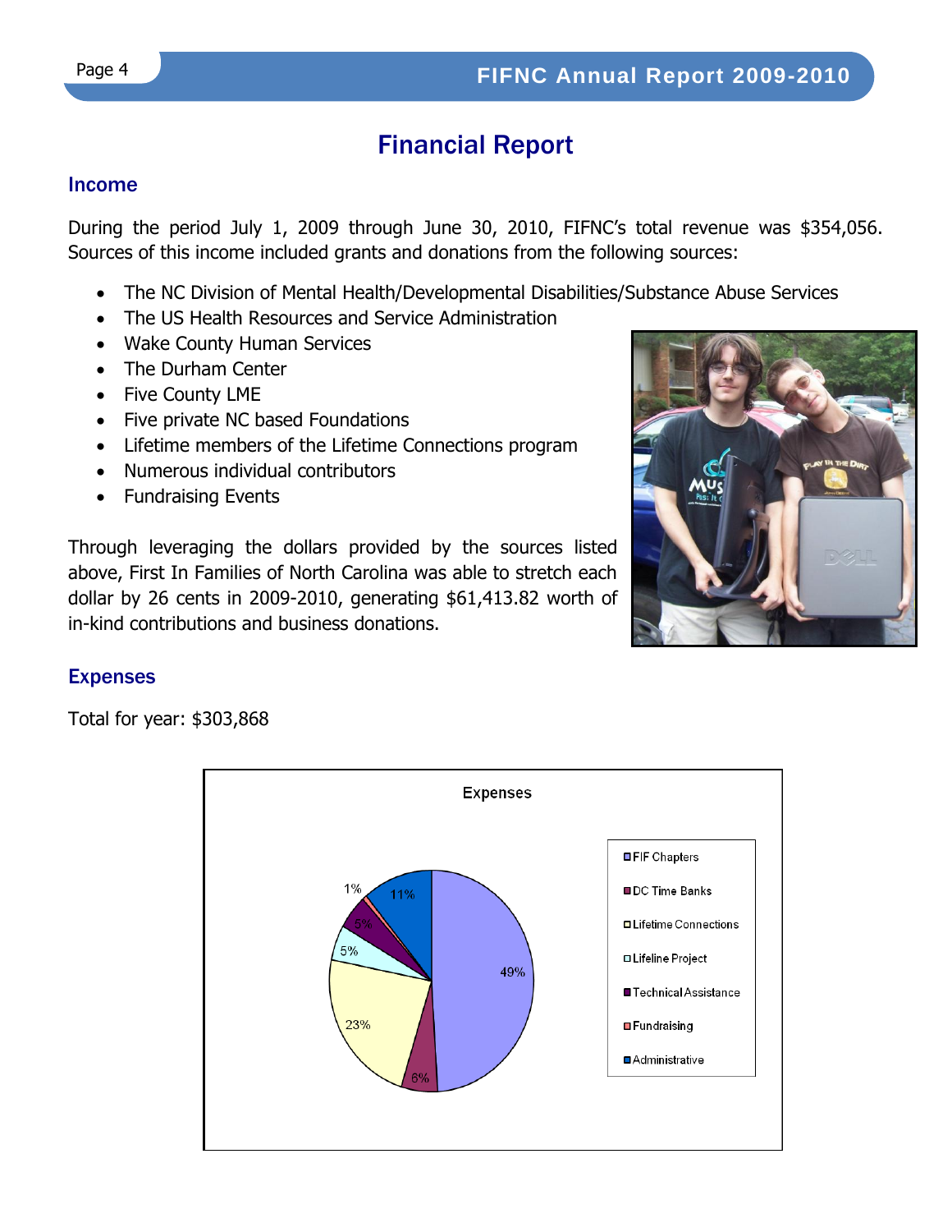# Financial Report

## Income

During the period July 1, 2009 through June 30, 2010, FIFNC's total revenue was $354,056. Sources of this income included grants and donations from the following sources:

- The NC Division of Mental Health/Developmental Disabilities/Substance Abuse Services
- The US Health Resources and Service Administration
- Wake County Human Services
- The Durham Center
- Five County LME
- Five private NC based Foundations
- Lifetime members of the Lifetime Connections program
- Numerous individual contributors
- Fundraising Events

Through leveraging the dollars provided by the sources listed above, First In Families of North Carolina was able to stretch each dollar by 26 cents in 2009-2010, generating $61,413.82 worth of in-kind contributions and business donations.

## Expenses

Total for year: $303,868

**Expenses**

| Category | Percentage |
| --- | --- |
| FIF Chapters | 49% |
| DC Time Banks | 6% |
| Lifetime Connections | 23% |
| Lifeline Project | 5% |
| Technical Assistance | 5% |
| Fundraising | 1% |
| Administrative | 11% |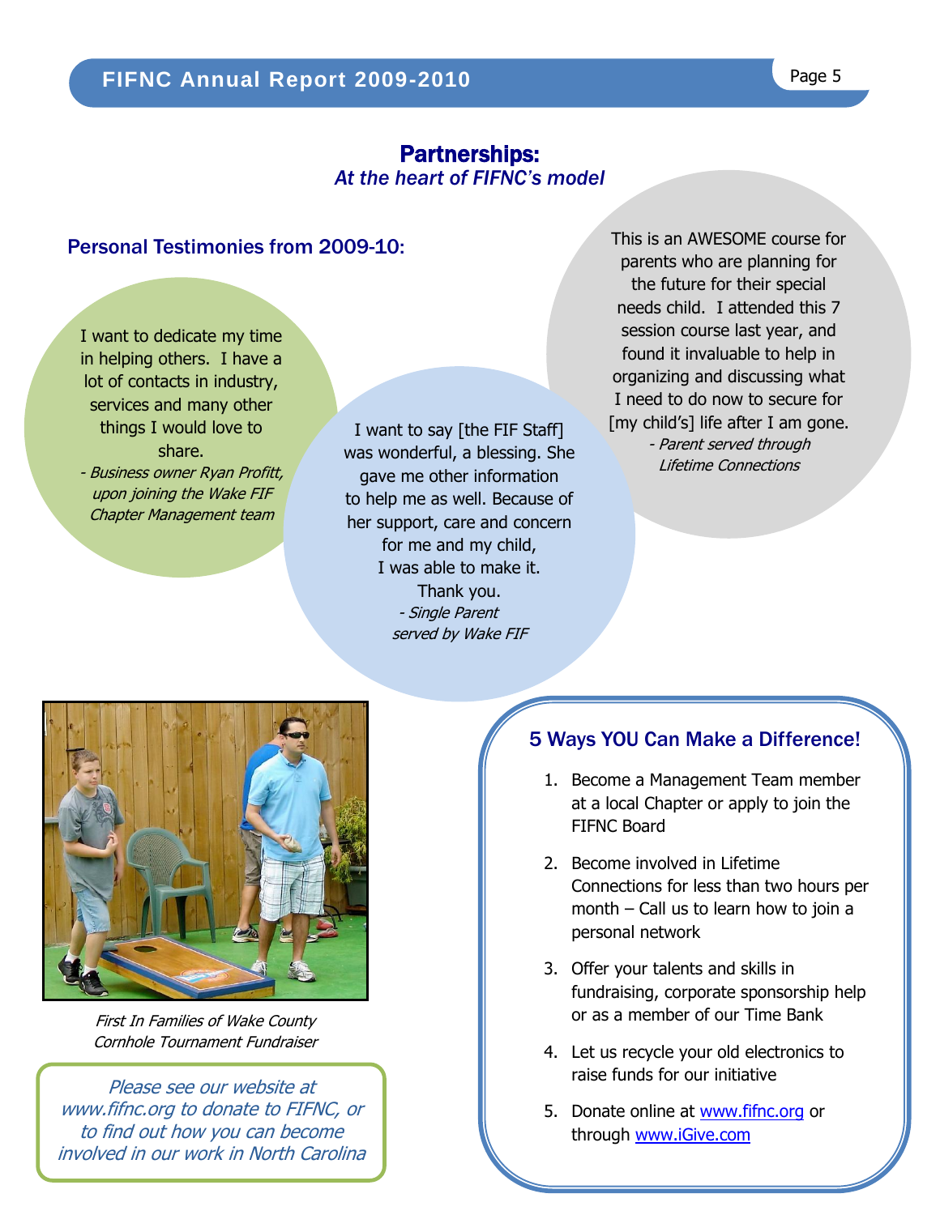# Partnerships:

*At the heart of FIFNC's model*

## Personal Testimonies from 2009-10:

I want to dedicate my time in helping others. I have a lot of contacts in industry, services and many other things I would love to share.

*- Business owner Ryan Profitt, upon joining the Wake FIF Chapter Management team*

I want to say [the FIF Staff] was wonderful, a blessing. She gave me other information to help me as well. Because of her support, care and concern for me and my child, I was able to make it. Thank you.

*- Single Parent served by Wake FIF*

This is an AWESOME course for parents who are planning for the future for their special needs child. I attended this 7 session course last year, and found it invaluable to help in organizing and discussing what I need to do now to secure for [my child's] life after I am gone.

*- Parent served through Lifetime Connections*

*First In Families of Wake County Cornhole Tournament Fundraiser*

*Please see our website at www.fifnc.org to donate to FIFNC, or to find out how you can become involved in our work in North Carolina*

## 5 Ways YOU Can Make a Difference!

1. Become a Management Team member at a local Chapter or apply to join the FIFNC Board
2. Become involved in Lifetime Connections for less than two hours per month – Call us to learn how to join a personal network
3. Offer your talents and skills in fundraising, corporate sponsorship help or as a member of our Time Bank
4. Let us recycle your old electronics to raise funds for our initiative
5. Donate online at www.fifnc.org or through www.iGive.com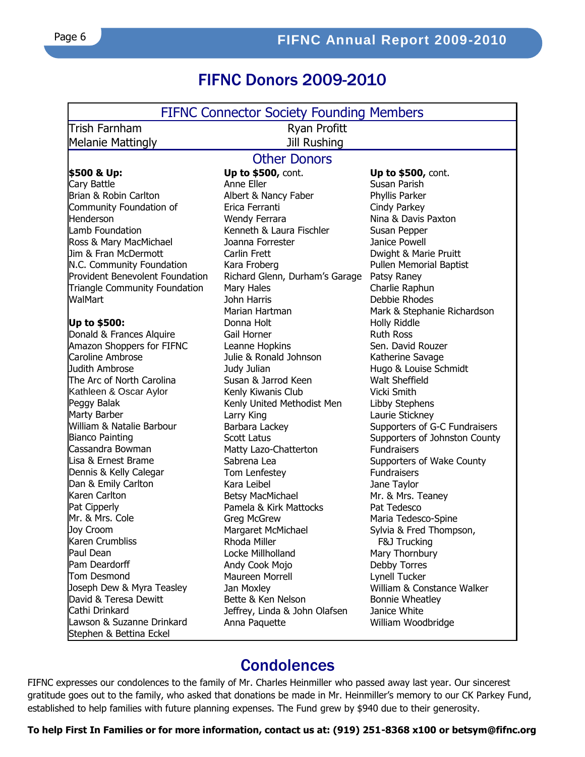# FIFNC Donors 2009-2010

## FIFNC Connector Society Founding Members

Trish Farnham
Melanie Mattingly
Ryan Profitt
Jill Rushing

## Other Donors

**$500 & Up:**
Cary Battle
Brian & Robin Carlton
Community Foundation of Henderson
Lamb Foundation
Ross & Mary MacMichael
Jim & Fran McDermott
N.C. Community Foundation
Provident Benevolent Foundation
Triangle Community Foundation
WalMart

**Up to $500:**
Donald & Frances Alquire
Amazon Shoppers for FIFNC
Caroline Ambrose
Judith Ambrose
The Arc of North Carolina
Kathleen & Oscar Aylor
Peggy Balak
Marty Barber
William & Natalie Barbour
Bianco Painting
Cassandra Bowman
Lisa & Ernest Brame
Dennis & Kelly Calegar
Dan & Emily Carlton
Karen Carlton
Pat Cipperly
Mr. & Mrs. Cole
Joy Croom
Karen Crumbliss
Paul Dean
Pam Deardorff
Tom Desmond
Joseph Dew & Myra Teasley
David & Teresa Dewitt
Cathi Drinkard
Lawson & Suzanne Drinkard
Stephen & Bettina Eckel

**Up to $500,** cont.
Anne Eller
Albert & Nancy Faber
Erica Ferranti
Wendy Ferrara
Kenneth & Laura Fischler
Joanna Forrester
Carlin Frett
Kara Froberg
Richard Glenn, Durham's Garage
Mary Hales
John Harris
Marian Hartman
Donna Holt
Gail Horner
Leanne Hopkins
Julie & Ronald Johnson
Judy Julian
Susan & Jarrod Keen
Kenly Kiwanis Club
Kenly United Methodist Men
Larry King
Barbara Lackey
Scott Latus
Matty Lazo-Chatterton
Sabrena Lea
Tom Lenfestey
Kara Leibel
Betsy MacMichael
Pamela & Kirk Mattocks
Greg McGrew
Margaret McMichael
Rhoda Miller
Locke Millholland
Andy Cook Mojo
Maureen Morrell
Jan Moxley
Bette & Ken Nelson
Jeffrey, Linda & John Olafsen
Anna Paquette

**Up to $500,** cont.
Susan Parish
Phyllis Parker
Cindy Parkey
Nina & Davis Paxton
Susan Pepper
Janice Powell
Dwight & Marie Pruitt
Pullen Memorial Baptist
Patsy Raney
Charlie Raphun
Debbie Rhodes
Mark & Stephanie Richardson
Holly Riddle
Ruth Ross
Sen. David Rouzer
Katherine Savage
Hugo & Louise Schmidt
Walt Sheffield
Vicki Smith
Libby Stephens
Laurie Stickney
Supporters of G-C Fundraisers
Supporters of Johnston County Fundraisers
Supporters of Wake County Fundraisers
Jane Taylor
Mr. & Mrs. Teaney
Pat Tedesco
Maria Tedesco-Spine
Sylvia & Fred Thompson, F&J Trucking
Mary Thornbury
Debby Torres
Lynell Tucker
William & Constance Walker
Bonnie Wheatley
Janice White
William Woodbridge

# Condolences

FIFNC expresses our condolences to the family of Mr. Charles Heinmiller who passed away last year. Our sincerest gratitude goes out to the family, who asked that donations be made in Mr. Heinmiller's memory to our CK Parkey Fund, established to help families with future planning expenses. The Fund grew by $940 due to their generosity.

**To help First In Families or for more information, contact us at: (919) 251-8368 x100 or betsym@fifnc.org**